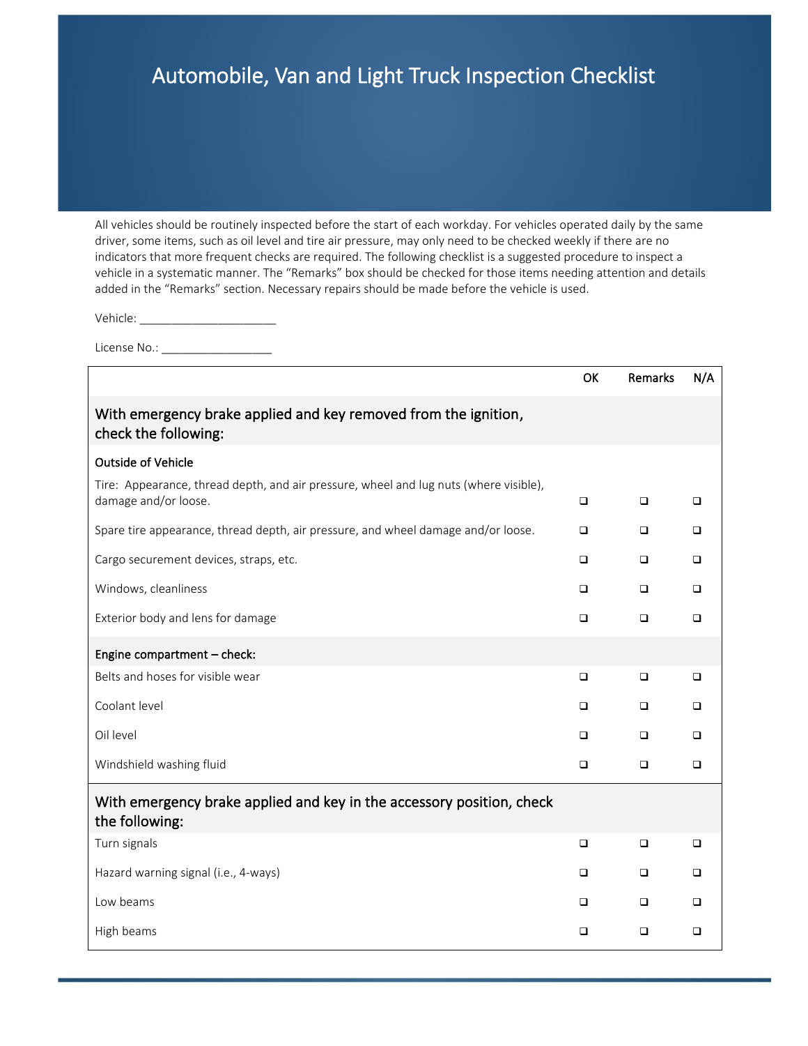# Automobile, Van and Light Truck Inspection Checklist

All vehicles should be routinely inspected before the start of each workday. For vehicles operated daily by the same driver, some items, such as oil level and tire air pressure, may only need to be checked weekly if there are no indicators that more frequent checks are required. The following checklist is a suggested procedure to inspect a vehicle in a systematic manner. The "Remarks" box should be checked for those items needing attention and details added in the "Remarks" section. Necessary repairs should be made before the vehicle is used.

Vehicle: ____________________

License No.: ________________

| | OK | Remarks | N/A |
|---|---|---|---|
| **With emergency brake applied and key removed from the ignition, check the following:** | | | |
| **Outside of Vehicle** | | | |
| Tire: Appearance, thread depth, and air pressure, wheel and lug nuts (where visible), damage and/or loose. | ❑ | ❑ | ❑ |
| Spare tire appearance, thread depth, air pressure, and wheel damage and/or loose. | ❑ | ❑ | ❑ |
| Cargo securement devices, straps, etc. | ❑ | ❑ | ❑ |
| Windows, cleanliness | ❑ | ❑ | ❑ |
| Exterior body and lens for damage | ❑ | ❑ | ❑ |
| **Engine compartment – check:** | | | |
| Belts and hoses for visible wear | ❑ | ❑ | ❑ |
| Coolant level | ❑ | ❑ | ❑ |
| Oil level | ❑ | ❑ | ❑ |
| Windshield washing fluid | ❑ | ❑ | ❑ |
| **With emergency brake applied and key in the accessory position, check the following:** | | | |
| Turn signals | ❑ | ❑ | ❑ |
| Hazard warning signal (i.e., 4-ways) | ❑ | ❑ | ❑ |
| Low beams | ❑ | ❑ | ❑ |
| High beams | ❑ | ❑ | ❑ |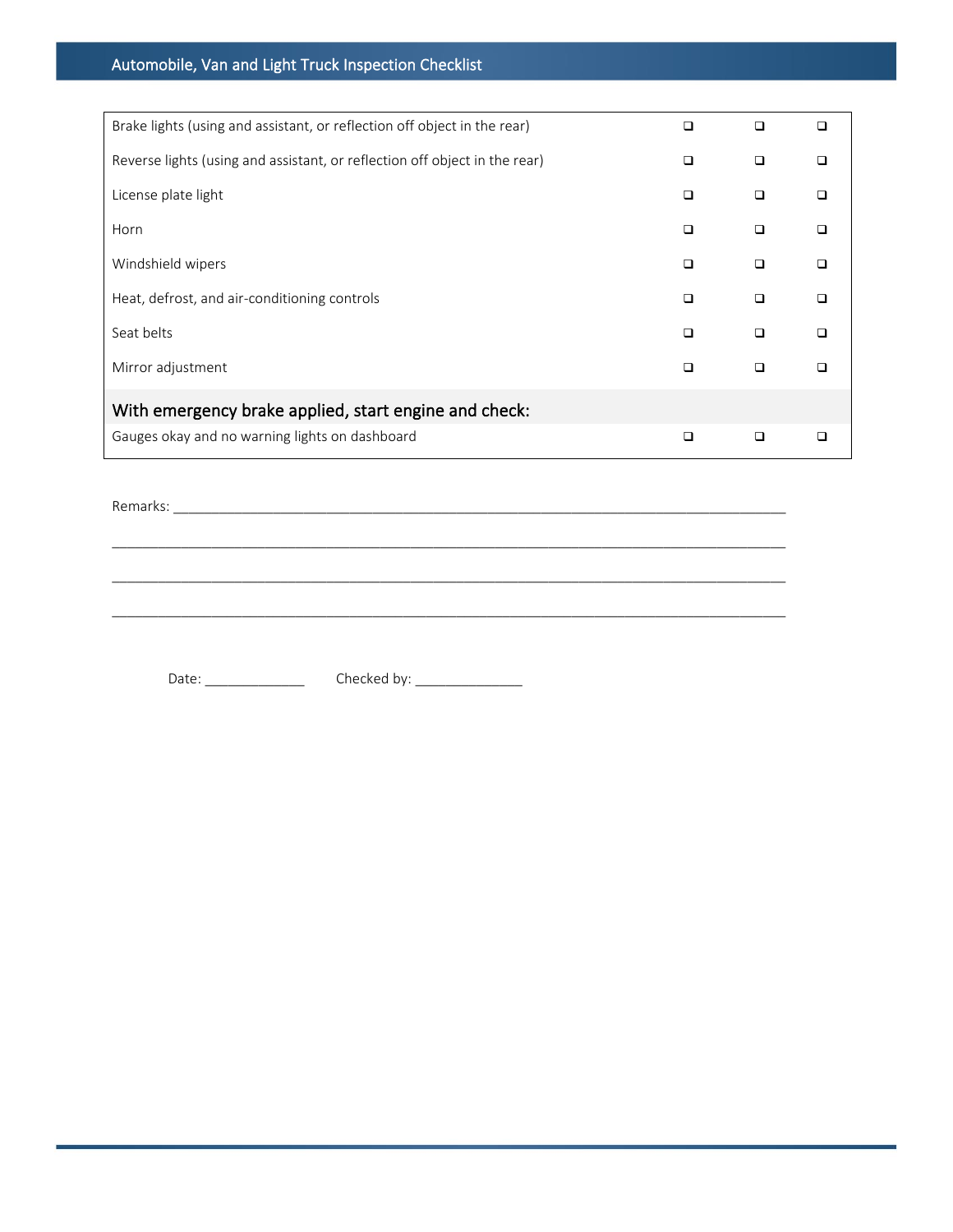| | | | |
|---|---|---|---|
| Brake lights (using and assistant, or reflection off object in the rear) | ❑ | ❑ | ❑ |
| Reverse lights (using and assistant, or reflection off object in the rear) | ❑ | ❑ | ❑ |
| License plate light | ❑ | ❑ | ❑ |
| Horn | ❑ | ❑ | ❑ |
| Windshield wipers | ❑ | ❑ | ❑ |
| Heat, defrost, and air-conditioning controls | ❑ | ❑ | ❑ |
| Seat belts | ❑ | ❑ | ❑ |
| Mirror adjustment | ❑ | ❑ | ❑ |
| **With emergency brake applied, start engine and check:** | | | |
| Gauges okay and no warning lights on dashboard | ❑ | ❑ | ❑ |

Remarks: ___________________________________________________________________________

_______________________________________________________________________________

_______________________________________________________________________________

_______________________________________________________________________________

Date: _____________ Checked by: ______________